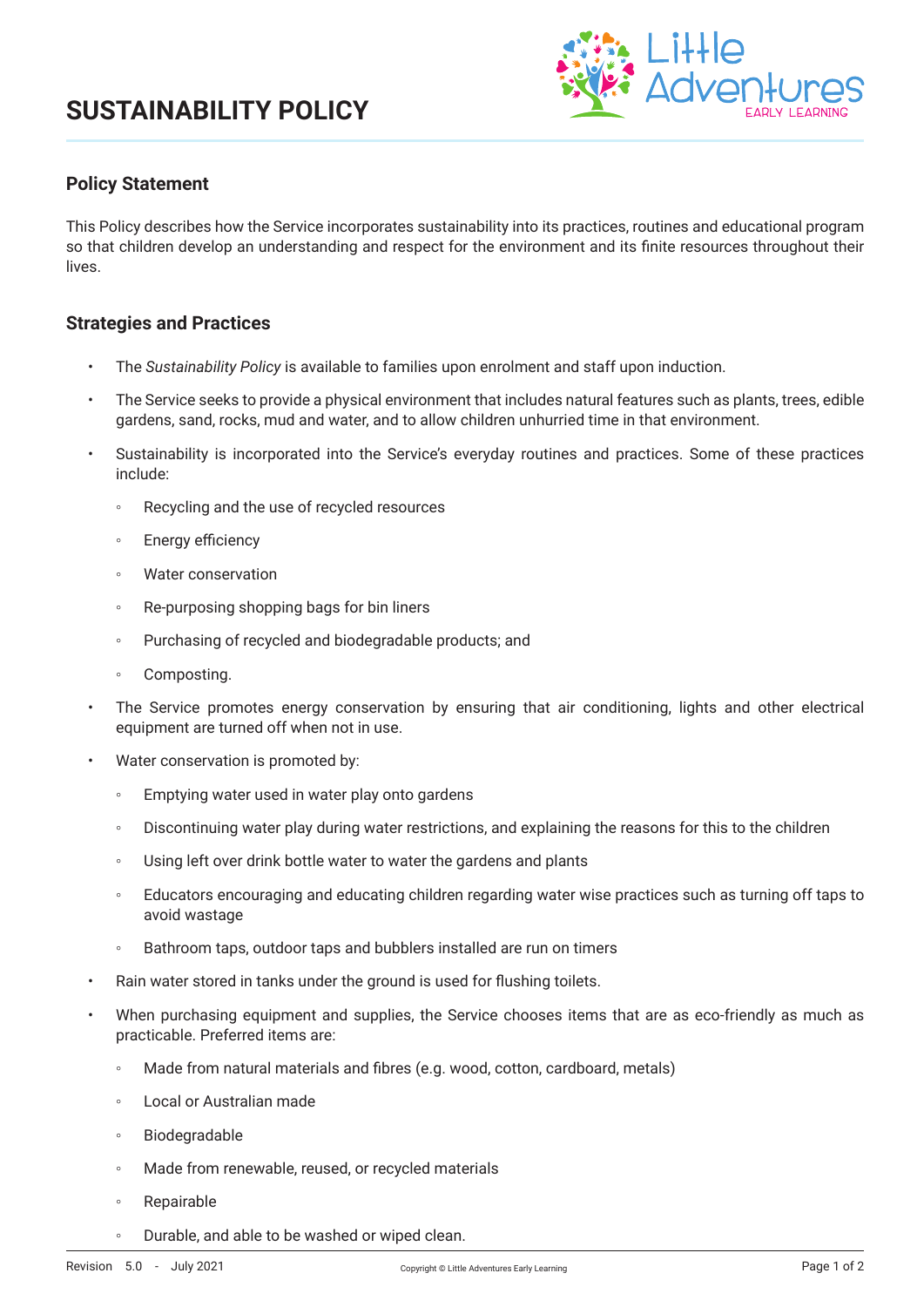# SUSTAINABILITY POLICY

## Policy Statement

This Policy describes how the Service incorporates sustainability into its practices, routines and educational program so that children develop an understanding and respect for the environment and its finite resources throughout their lives.

## Strategies and Practices

- The *Sustainability Policy* is available to families upon enrolment and staff upon induction.
- The Service seeks to provide a physical environment that includes natural features such as plants, trees, edible gardens, sand, rocks, mud and water, and to allow children unhurried time in that environment.
- Sustainability is incorporated into the Service's everyday routines and practices. Some of these practices include:
    - Recycling and the use of recycled resources
    - Energy efficiency
    - Water conservation
    - Re-purposing shopping bags for bin liners
    - Purchasing of recycled and biodegradable products; and
    - Composting.
- The Service promotes energy conservation by ensuring that air conditioning, lights and other electrical equipment are turned off when not in use.
- Water conservation is promoted by:
    - Emptying water used in water play onto gardens
    - Discontinuing water play during water restrictions, and explaining the reasons for this to the children
    - Using left over drink bottle water to water the gardens and plants
    - Educators encouraging and educating children regarding water wise practices such as turning off taps to avoid wastage
    - Bathroom taps, outdoor taps and bubblers installed are run on timers
- Rain water stored in tanks under the ground is used for flushing toilets.
- When purchasing equipment and supplies, the Service chooses items that are as eco-friendly as much as practicable. Preferred items are:
    - Made from natural materials and fibres (e.g. wood, cotton, cardboard, metals)
    - Local or Australian made
    - Biodegradable
    - Made from renewable, reused, or recycled materials
    - Repairable
    - Durable, and able to be washed or wiped clean.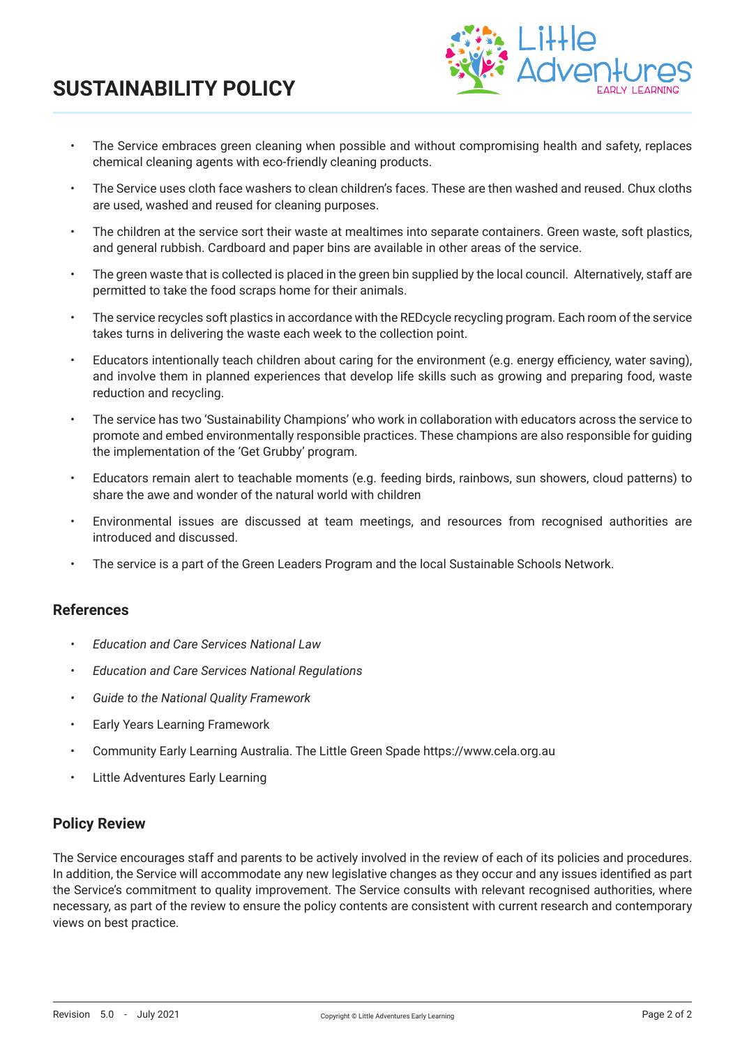# SUSTAINABILITY POLICY

- The Service embraces green cleaning when possible and without compromising health and safety, replaces chemical cleaning agents with eco-friendly cleaning products.
- The Service uses cloth face washers to clean children's faces. These are then washed and reused. Chux cloths are used, washed and reused for cleaning purposes.
- The children at the service sort their waste at mealtimes into separate containers. Green waste, soft plastics, and general rubbish. Cardboard and paper bins are available in other areas of the service.
- The green waste that is collected is placed in the green bin supplied by the local council. Alternatively, staff are permitted to take the food scraps home for their animals.
- The service recycles soft plastics in accordance with the REDcycle recycling program. Each room of the service takes turns in delivering the waste each week to the collection point.
- Educators intentionally teach children about caring for the environment (e.g. energy efficiency, water saving), and involve them in planned experiences that develop life skills such as growing and preparing food, waste reduction and recycling.
- The service has two 'Sustainability Champions' who work in collaboration with educators across the service to promote and embed environmentally responsible practices. These champions are also responsible for guiding the implementation of the 'Get Grubby' program.
- Educators remain alert to teachable moments (e.g. feeding birds, rainbows, sun showers, cloud patterns) to share the awe and wonder of the natural world with children
- Environmental issues are discussed at team meetings, and resources from recognised authorities are introduced and discussed.
- The service is a part of the Green Leaders Program and the local Sustainable Schools Network.

## References

- *Education and Care Services National Law*
- *Education and Care Services National Regulations*
- *Guide to the National Quality Framework*
- Early Years Learning Framework
- Community Early Learning Australia. The Little Green Spade https://www.cela.org.au
- Little Adventures Early Learning

## Policy Review

The Service encourages staff and parents to be actively involved in the review of each of its policies and procedures. In addition, the Service will accommodate any new legislative changes as they occur and any issues identified as part the Service's commitment to quality improvement. The Service consults with relevant recognised authorities, where necessary, as part of the review to ensure the policy contents are consistent with current research and contemporary views on best practice.